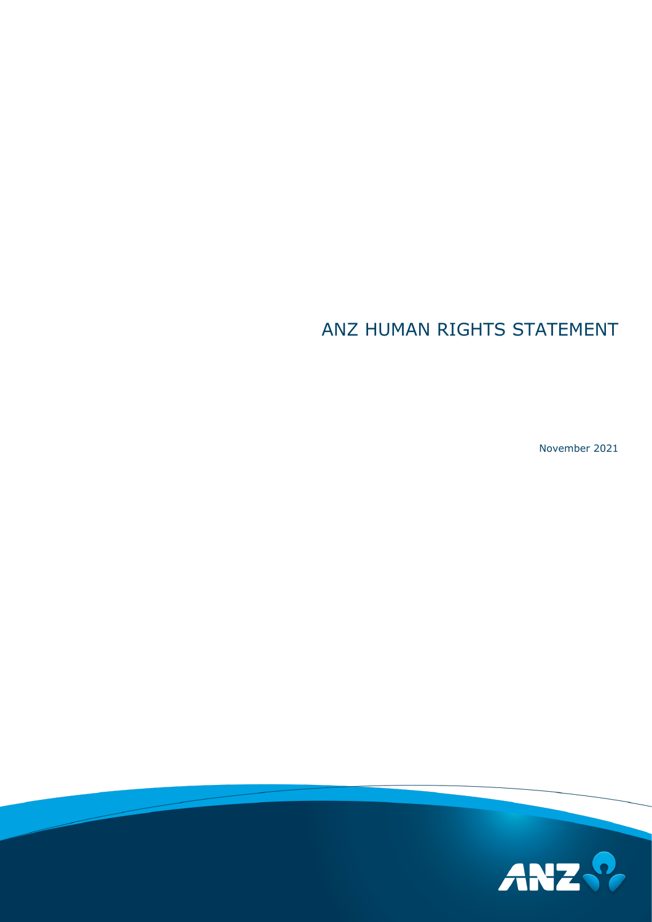# ANZ HUMAN RIGHTS STATEMENT

November 2021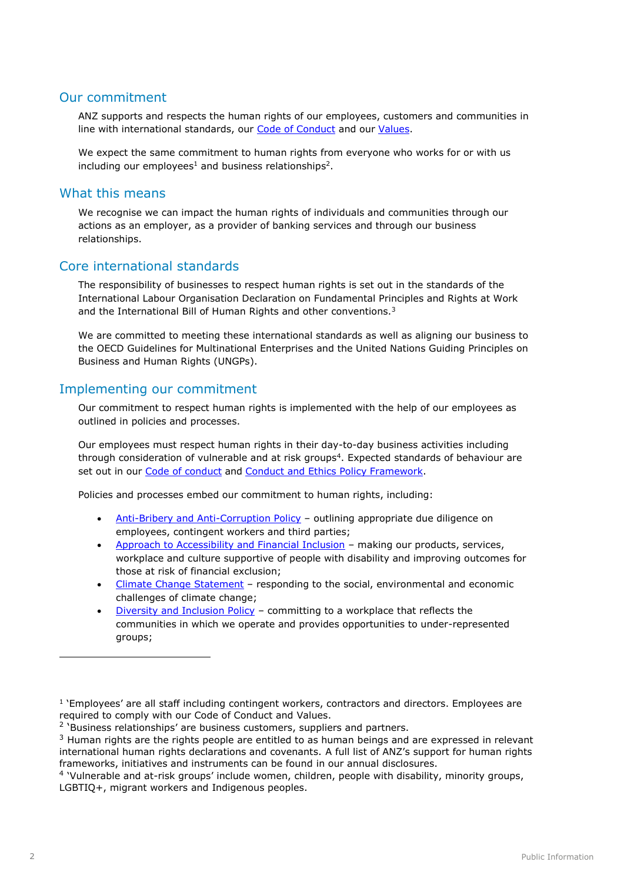## Our commitment

ANZ supports and respects the human rights of our employees, customers and communities in line with international standards, our Code of Conduct and our Values.

We expect the same commitment to human rights from everyone who works for or with us including our employees[1] and business relationships[2].

## What this means

We recognise we can impact the human rights of individuals and communities through our actions as an employer, as a provider of banking services and through our business relationships.

## Core international standards

The responsibility of businesses to respect human rights is set out in the standards of the International Labour Organisation Declaration on Fundamental Principles and Rights at Work and the International Bill of Human Rights and other conventions.[3]

We are committed to meeting these international standards as well as aligning our business to the OECD Guidelines for Multinational Enterprises and the United Nations Guiding Principles on Business and Human Rights (UNGPs).

## Implementing our commitment

Our commitment to respect human rights is implemented with the help of our employees as outlined in policies and processes.

Our employees must respect human rights in their day-to-day business activities including through consideration of vulnerable and at risk groups[4]. Expected standards of behaviour are set out in our Code of conduct and Conduct and Ethics Policy Framework.

Policies and processes embed our commitment to human rights, including:

- Anti-Bribery and Anti-Corruption Policy – outlining appropriate due diligence on employees, contingent workers and third parties;
- Approach to Accessibility and Financial Inclusion – making our products, services, workplace and culture supportive of people with disability and improving outcomes for those at risk of financial exclusion;
- Climate Change Statement – responding to the social, environmental and economic challenges of climate change;
- Diversity and Inclusion Policy – committing to a workplace that reflects the communities in which we operate and provides opportunities to under-represented groups;

---

[1] 'Employees' are all staff including contingent workers, contractors and directors. Employees are required to comply with our Code of Conduct and Values.

[2] 'Business relationships' are business customers, suppliers and partners.

[3] Human rights are the rights people are entitled to as human beings and are expressed in relevant international human rights declarations and covenants. A full list of ANZ's support for human rights frameworks, initiatives and instruments can be found in our annual disclosures.

[4] 'Vulnerable and at-risk groups' include women, children, people with disability, minority groups, LGBTIQ+, migrant workers and Indigenous peoples.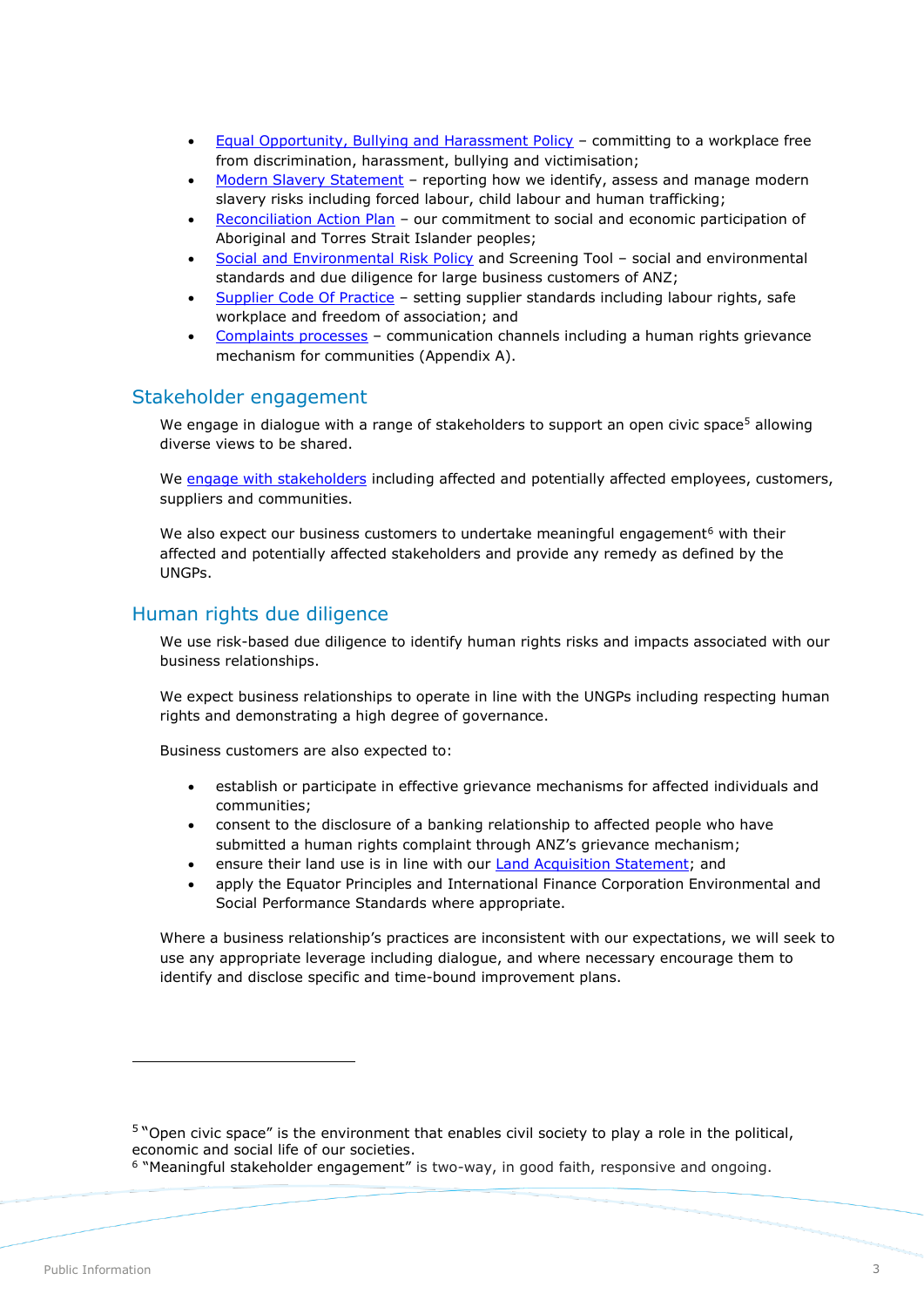- Equal Opportunity, Bullying and Harassment Policy – committing to a workplace free from discrimination, harassment, bullying and victimisation;
- Modern Slavery Statement – reporting how we identify, assess and manage modern slavery risks including forced labour, child labour and human trafficking;
- Reconciliation Action Plan – our commitment to social and economic participation of Aboriginal and Torres Strait Islander peoples;
- Social and Environmental Risk Policy and Screening Tool – social and environmental standards and due diligence for large business customers of ANZ;
- Supplier Code Of Practice – setting supplier standards including labour rights, safe workplace and freedom of association; and
- Complaints processes – communication channels including a human rights grievance mechanism for communities (Appendix A).

## Stakeholder engagement

We engage in dialogue with a range of stakeholders to support an open civic space[5] allowing diverse views to be shared.

We engage with stakeholders including affected and potentially affected employees, customers, suppliers and communities.

We also expect our business customers to undertake meaningful engagement[6] with their affected and potentially affected stakeholders and provide any remedy as defined by the UNGPs.

## Human rights due diligence

We use risk-based due diligence to identify human rights risks and impacts associated with our business relationships.

We expect business relationships to operate in line with the UNGPs including respecting human rights and demonstrating a high degree of governance.

Business customers are also expected to:

- establish or participate in effective grievance mechanisms for affected individuals and communities;
- consent to the disclosure of a banking relationship to affected people who have submitted a human rights complaint through ANZ's grievance mechanism;
- ensure their land use is in line with our Land Acquisition Statement; and
- apply the Equator Principles and International Finance Corporation Environmental and Social Performance Standards where appropriate.

Where a business relationship's practices are inconsistent with our expectations, we will seek to use any appropriate leverage including dialogue, and where necessary encourage them to identify and disclose specific and time-bound improvement plans.

---

[5] "Open civic space" is the environment that enables civil society to play a role in the political, economic and social life of our societies.
[6] "Meaningful stakeholder engagement" is two-way, in good faith, responsive and ongoing.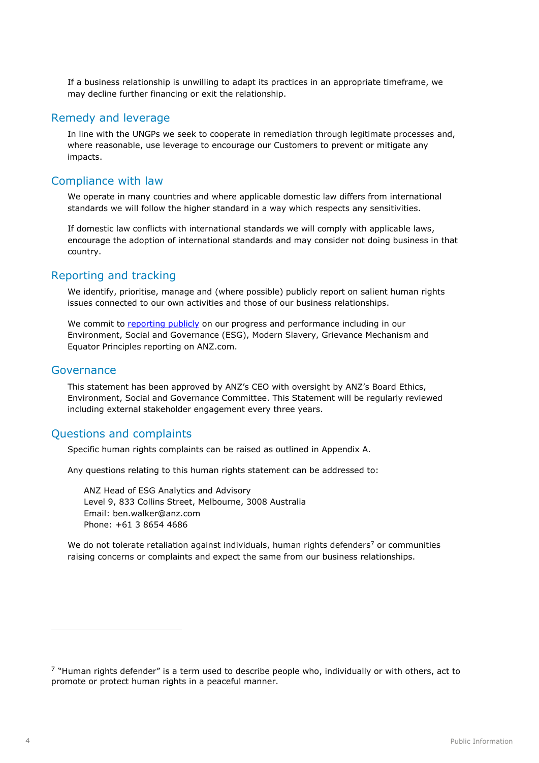If a business relationship is unwilling to adapt its practices in an appropriate timeframe, we may decline further financing or exit the relationship.

## Remedy and leverage

In line with the UNGPs we seek to cooperate in remediation through legitimate processes and, where reasonable, use leverage to encourage our Customers to prevent or mitigate any impacts.

## Compliance with law

We operate in many countries and where applicable domestic law differs from international standards we will follow the higher standard in a way which respects any sensitivities.

If domestic law conflicts with international standards we will comply with applicable laws, encourage the adoption of international standards and may consider not doing business in that country.

## Reporting and tracking

We identify, prioritise, manage and (where possible) publicly report on salient human rights issues connected to our own activities and those of our business relationships.

We commit to reporting publicly on our progress and performance including in our Environment, Social and Governance (ESG), Modern Slavery, Grievance Mechanism and Equator Principles reporting on ANZ.com.

## Governance

This statement has been approved by ANZ's CEO with oversight by ANZ's Board Ethics, Environment, Social and Governance Committee. This Statement will be regularly reviewed including external stakeholder engagement every three years.

## Questions and complaints

Specific human rights complaints can be raised as outlined in Appendix A.

Any questions relating to this human rights statement can be addressed to:

ANZ Head of ESG Analytics and Advisory
Level 9, 833 Collins Street, Melbourne, 3008 Australia
Email: ben.walker@anz.com
Phone: +61 3 8654 4686

We do not tolerate retaliation against individuals, human rights defenders[7] or communities raising concerns or complaints and expect the same from our business relationships.

---

[7] "Human rights defender" is a term used to describe people who, individually or with others, act to promote or protect human rights in a peaceful manner.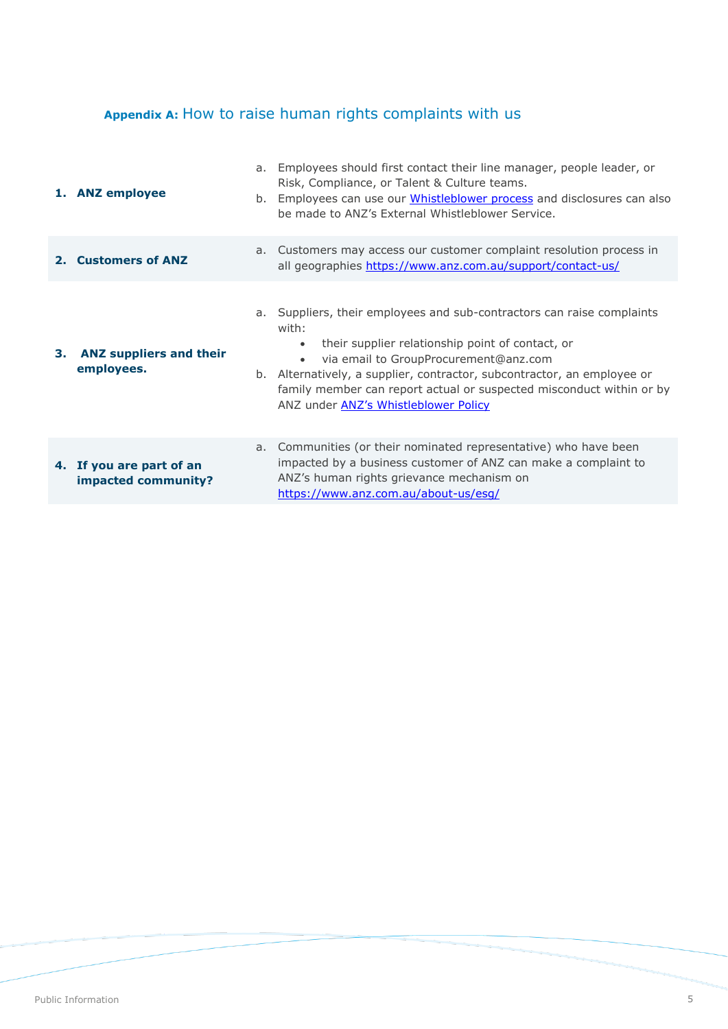## **Appendix A:** How to raise human rights complaints with us

| | |
|---|---|
| **1. ANZ employee** | a. Employees should first contact their line manager, people leader, or Risk, Compliance, or Talent & Culture teams.<br>b. Employees can use our Whistleblower process and disclosures can also be made to ANZ's External Whistleblower Service. |
| **2. Customers of ANZ** | a. Customers may access our customer complaint resolution process in all geographies https://www.anz.com.au/support/contact-us/ |
| **3. ANZ suppliers and their employees.** | a. Suppliers, their employees and sub-contractors can raise complaints with:<br>• their supplier relationship point of contact, or<br>• via email to GroupProcurement@anz.com<br>b. Alternatively, a supplier, contractor, subcontractor, an employee or family member can report actual or suspected misconduct within or by ANZ under ANZ's Whistleblower Policy |
| **4. If you are part of an impacted community?** | a. Communities (or their nominated representative) who have been impacted by a business customer of ANZ can make a complaint to ANZ's human rights grievance mechanism on https://www.anz.com.au/about-us/esg/ |

Public Information